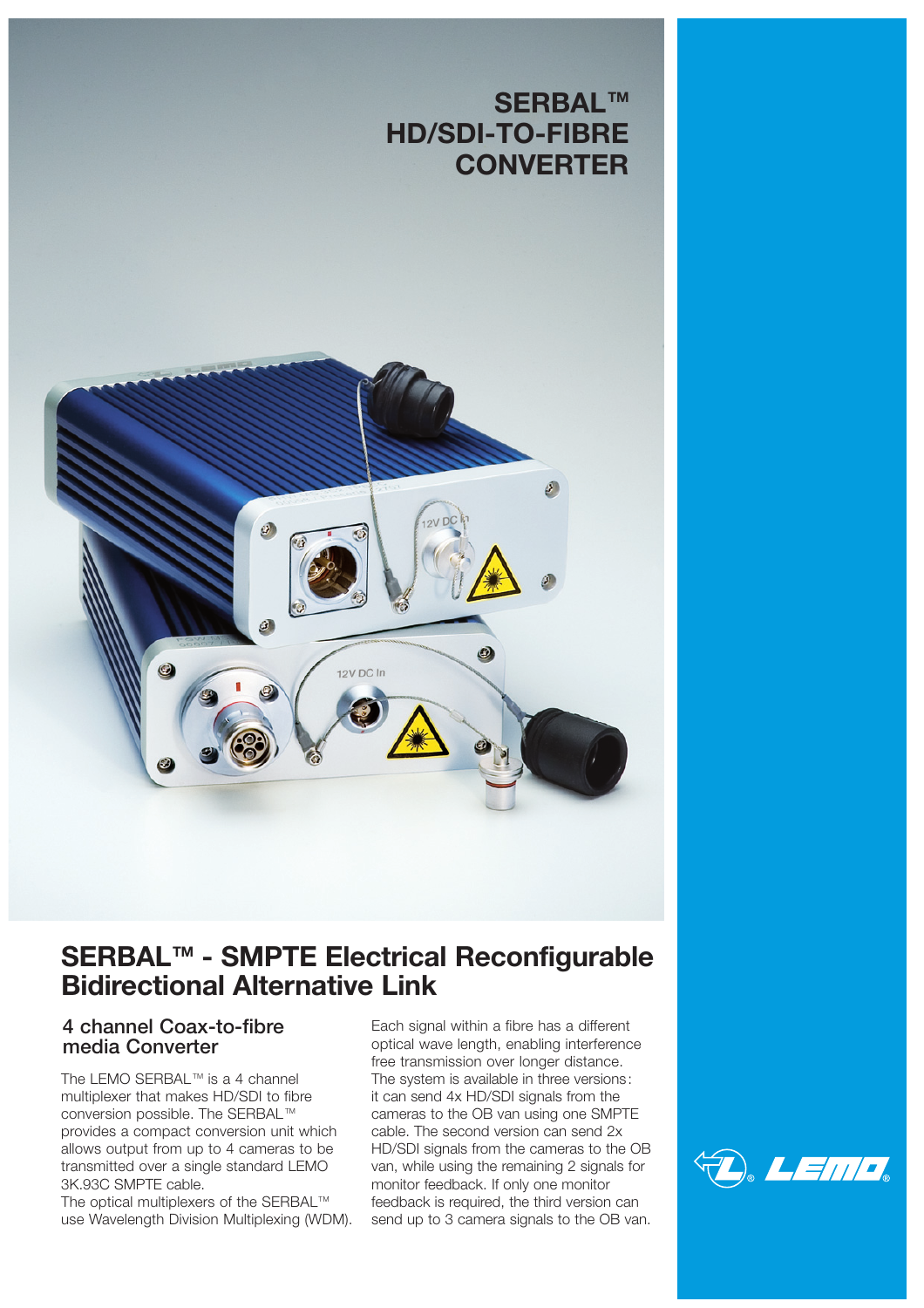# SERBAL™ HD/SDI-TO-FIBRE CONVERTER

## SERBAL™ - SMPTE Electrical Reconfigurable Bidirectional Alternative Link

### 4 channel Coax-to-fibre media Converter

The LEMO SERBAL™ is a 4 channel multiplexer that makes HD/SDI to fibre conversion possible. The SERBAL™ provides a compact conversion unit which allows output from up to 4 cameras to be transmitted over a single standard LEMO 3K.93C SMPTE cable.

The optical multiplexers of the SERBAL™ use Wavelength Division Multiplexing (WDM).

Each signal within a fibre has a different optical wave length, enabling interference free transmission over longer distance. The system is available in three versions: it can send 4x HD/SDI signals from the cameras to the OB van using one SMPTE cable. The second version can send 2x HD/SDI signals from the cameras to the OB van, while using the remaining 2 signals for monitor feedback. If only one monitor feedback is required, the third version can send up to 3 camera signals to the OB van.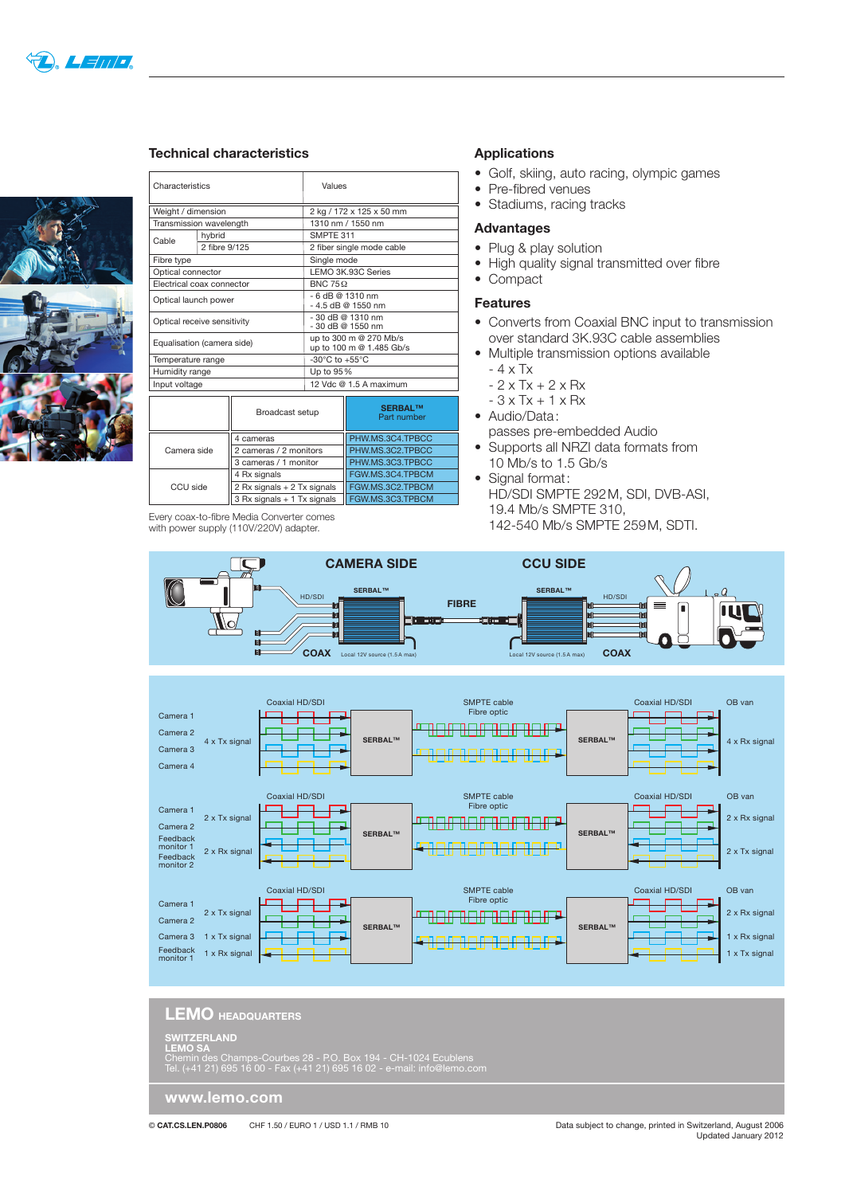## Technical characteristics

| Characteristics | | Values |
|---|---|---|
| Weight / dimension | | 2 kg / 172 x 125 x 50 mm |
| Transmission wavelength | | 1310 nm / 1550 nm |
| Cable | hybrid | SMPTE 311 |
| | 2 fibre 9/125 | 2 fiber single mode cable |
| Fibre type | | Single mode |
| Optical connector | | LEMO 3K.93C Series |
| Electrical coax connector | | BNC 75 Ω |
| Optical launch power | | - 6 dB @ 1310 nm<br>- 4.5 dB @ 1550 nm |
| Optical receive sensitivity | | - 30 dB @ 1310 nm<br>- 30 dB @ 1550 nm |
| Equalisation (camera side) | | up to 300 m @ 270 Mb/s<br>up to 100 m @ 1.485 Gb/s |
| Temperature range | | -30°C to +55°C |
| Humidity range | | Up to 95 % |
| Input voltage | | 12 Vdc @ 1.5 A maximum |

| | Broadcast setup | SERBAL™ Part number |
|---|---|---|
| Camera side | 4 cameras | PHW.MS.3C4.TPBCC |
| | 2 cameras / 2 monitors | PHW.MS.3C2.TPBCC |
| | 3 cameras / 1 monitor | PHW.MS.3C3.TPBCC |
| CCU side | 4 Rx signals | FGW.MS.3C4.TPBCM |
| | 2 Rx signals + 2 Tx signals | FGW.MS.3C2.TPBCM |
| | 3 Rx signals + 1 Tx signals | FGW.MS.3C3.TPBCM |

Every coax-to-fibre Media Converter comes with power supply (110V/220V) adapter.

## Applications

- Golf, skiing, auto racing, olympic games
- Pre-fibred venues
- Stadiums, racing tracks

## Advantages

- Plug & play solution
- High quality signal transmitted over fibre
- Compact

## Features

- Converts from Coaxial BNC input to transmission over standard 3K.93C cable assemblies
- Multiple transmission options available
  - 4 x Tx
  - 2 x Tx + 2 x Rx
  - 3 x Tx + 1 x Rx
- Audio/Data: passes pre-embedded Audio
- Supports all NRZI data formats from 10 Mb/s to 1.5 Gb/s
- Signal format: HD/SDI SMPTE 292M, SDI, DVB-ASI, 19.4 Mb/s SMPTE 310, 142-540 Mb/s SMPTE 259M, SDTI.

CAMERA SIDE
CCU SIDE
HD/SDI
SERBAL™
FIBRE
SERBAL™
HD/SDI
COAX
Local 12V source (1.5 A max)
Local 12V source (1.5 A max)
COAX

Coaxial HD/SDI
SMPTE cable Fibre optic
Coaxial HD/SDI
OB van
Camera 1
Camera 2
Camera 3
Camera 4
4 x Tx signal
SERBAL™
SERBAL™
4 x Rx signal

Coaxial HD/SDI
SMPTE cable Fibre optic
Coaxial HD/SDI
OB van
Camera 1
Camera 2
Feedback monitor 1
Feedback monitor 2
2 x Tx signal
2 x Rx signal
SERBAL™
SERBAL™
2 x Rx signal
2 x Tx signal

Coaxial HD/SDI
SMPTE cable Fibre optic
Coaxial HD/SDI
OB van
Camera 1
Camera 2
Camera 3
Feedback monitor 1
2 x Tx signal
1 x Tx signal
1 x Rx signal
SERBAL™
SERBAL™
2 x Rx signal
1 x Rx signal
1 x Tx signal

## LEMO HEADQUARTERS

**SWITZERLAND**
**LEMO SA**
Chemin des Champs-Courbes 28 - P.O. Box 194 - CH-1024 Ecublens
Tel. (+41 21) 695 16 00 - Fax (+41 21) 695 16 02 - e-mail: info@lemo.com

**www.lemo.com**

© CAT.CS.LEN.P0806 CHF 1.50 / EURO 1 / USD 1.1 / RMB 10

Data subject to change, printed in Switzerland, August 2006
Updated January 2012